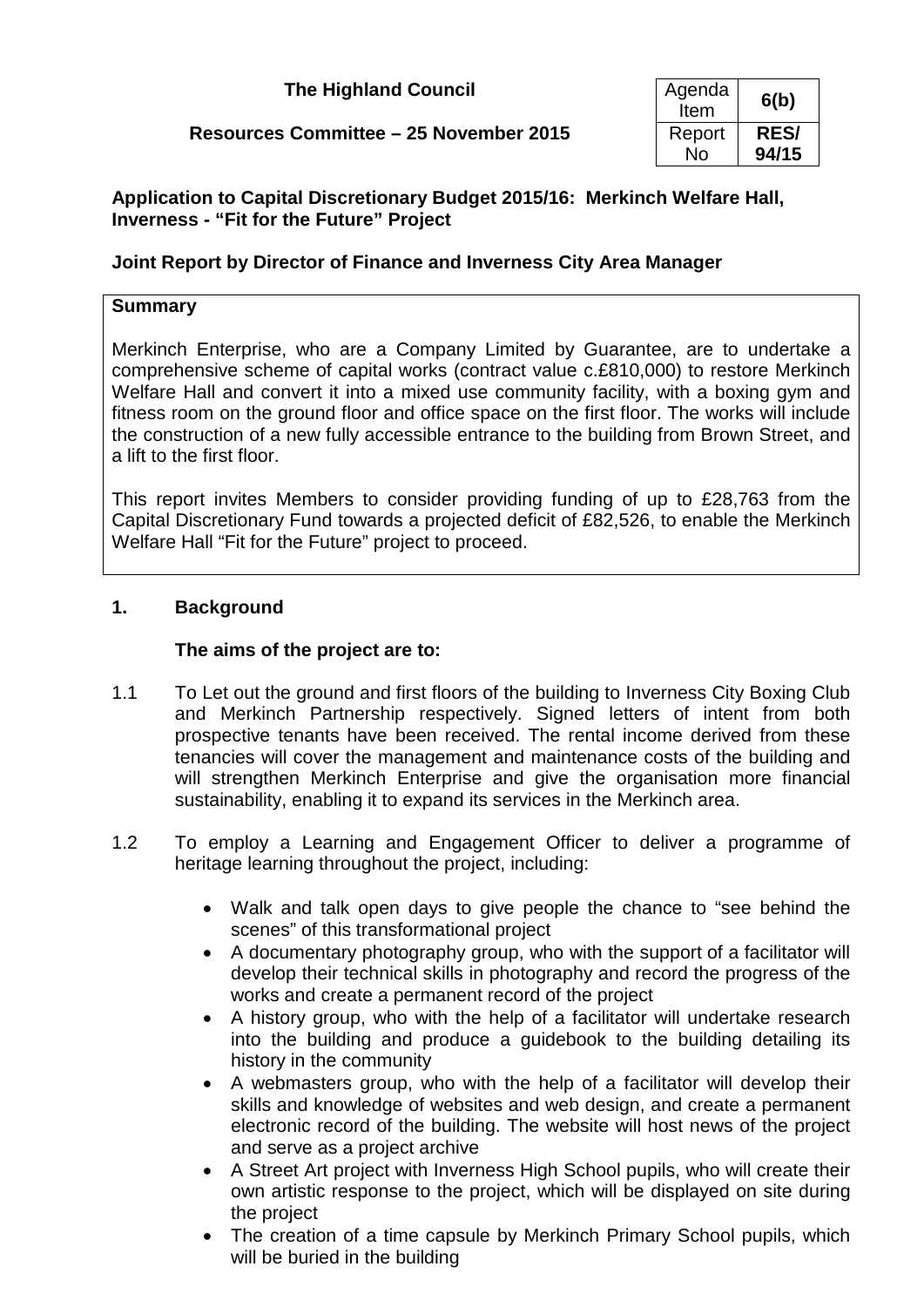**The Highland Council**

**Resources Committee – 25 November 2015**

| Agenda Item | **6(b)** |
|---|---|
| Report No | **RES/ 94/15** |

**Application to Capital Discretionary Budget 2015/16: Merkinch Welfare Hall, Inverness - "Fit for the Future" Project**

**Joint Report by Director of Finance and Inverness City Area Manager**

**Summary**

Merkinch Enterprise, who are a Company Limited by Guarantee, are to undertake a comprehensive scheme of capital works (contract value c.£810,000) to restore Merkinch Welfare Hall and convert it into a mixed use community facility, with a boxing gym and fitness room on the ground floor and office space on the first floor. The works will include the construction of a new fully accessible entrance to the building from Brown Street, and a lift to the first floor.

This report invites Members to consider providing funding of up to £28,763 from the Capital Discretionary Fund towards a projected deficit of £82,526, to enable the Merkinch Welfare Hall "Fit for the Future" project to proceed.

## 1. Background

**The aims of the project are to:**

1.1 To Let out the ground and first floors of the building to Inverness City Boxing Club and Merkinch Partnership respectively. Signed letters of intent from both prospective tenants have been received. The rental income derived from these tenancies will cover the management and maintenance costs of the building and will strengthen Merkinch Enterprise and give the organisation more financial sustainability, enabling it to expand its services in the Merkinch area.

1.2 To employ a Learning and Engagement Officer to deliver a programme of heritage learning throughout the project, including:

- Walk and talk open days to give people the chance to "see behind the scenes" of this transformational project
- A documentary photography group, who with the support of a facilitator will develop their technical skills in photography and record the progress of the works and create a permanent record of the project
- A history group, who with the help of a facilitator will undertake research into the building and produce a guidebook to the building detailing its history in the community
- A webmasters group, who with the help of a facilitator will develop their skills and knowledge of websites and web design, and create a permanent electronic record of the building. The website will host news of the project and serve as a project archive
- A Street Art project with Inverness High School pupils, who will create their own artistic response to the project, which will be displayed on site during the project
- The creation of a time capsule by Merkinch Primary School pupils, which will be buried in the building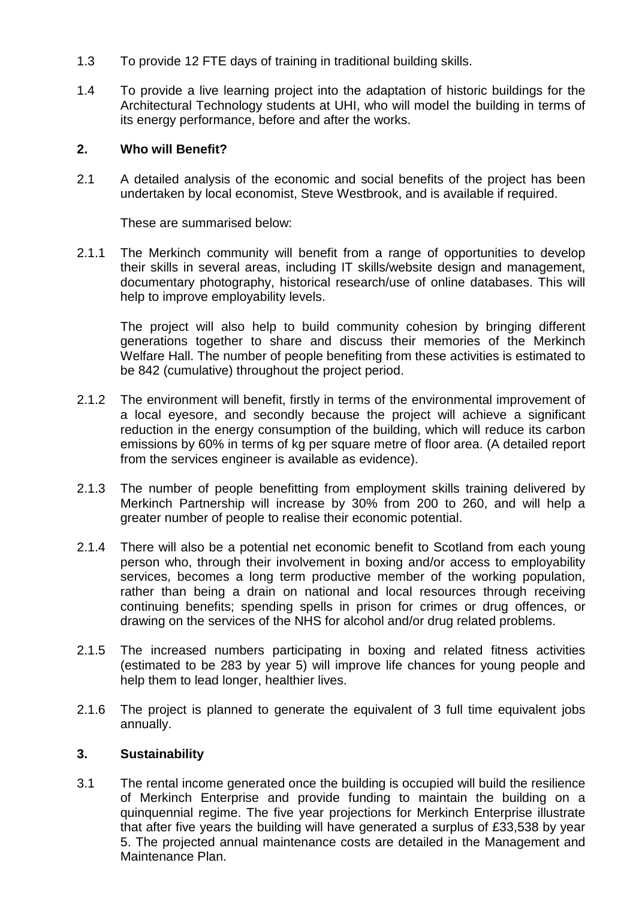1.3 To provide 12 FTE days of training in traditional building skills.

1.4 To provide a live learning project into the adaptation of historic buildings for the Architectural Technology students at UHI, who will model the building in terms of its energy performance, before and after the works.

## 2. Who will Benefit?

2.1 A detailed analysis of the economic and social benefits of the project has been undertaken by local economist, Steve Westbrook, and is available if required.

These are summarised below:

2.1.1 The Merkinch community will benefit from a range of opportunities to develop their skills in several areas, including IT skills/website design and management, documentary photography, historical research/use of online databases. This will help to improve employability levels.

The project will also help to build community cohesion by bringing different generations together to share and discuss their memories of the Merkinch Welfare Hall. The number of people benefiting from these activities is estimated to be 842 (cumulative) throughout the project period.

2.1.2 The environment will benefit, firstly in terms of the environmental improvement of a local eyesore, and secondly because the project will achieve a significant reduction in the energy consumption of the building, which will reduce its carbon emissions by 60% in terms of kg per square metre of floor area. (A detailed report from the services engineer is available as evidence).

2.1.3 The number of people benefitting from employment skills training delivered by Merkinch Partnership will increase by 30% from 200 to 260, and will help a greater number of people to realise their economic potential.

2.1.4 There will also be a potential net economic benefit to Scotland from each young person who, through their involvement in boxing and/or access to employability services, becomes a long term productive member of the working population, rather than being a drain on national and local resources through receiving continuing benefits; spending spells in prison for crimes or drug offences, or drawing on the services of the NHS for alcohol and/or drug related problems.

2.1.5 The increased numbers participating in boxing and related fitness activities (estimated to be 283 by year 5) will improve life chances for young people and help them to lead longer, healthier lives.

2.1.6 The project is planned to generate the equivalent of 3 full time equivalent jobs annually.

## 3. Sustainability

3.1 The rental income generated once the building is occupied will build the resilience of Merkinch Enterprise and provide funding to maintain the building on a quinquennial regime. The five year projections for Merkinch Enterprise illustrate that after five years the building will have generated a surplus of £33,538 by year 5. The projected annual maintenance costs are detailed in the Management and Maintenance Plan.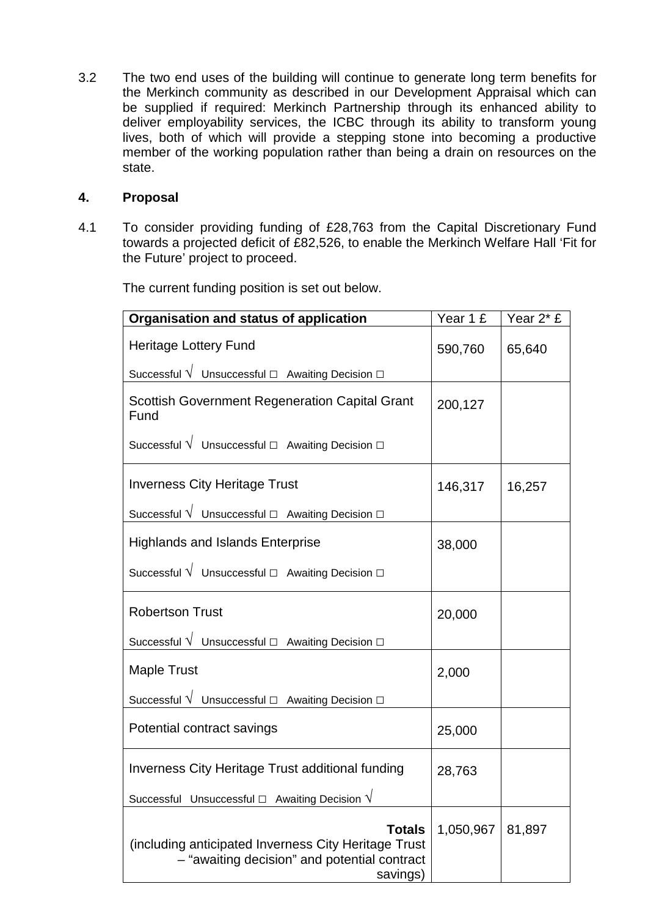3.2 The two end uses of the building will continue to generate long term benefits for the Merkinch community as described in our Development Appraisal which can be supplied if required: Merkinch Partnership through its enhanced ability to deliver employability services, the ICBC through its ability to transform young lives, both of which will provide a stepping stone into becoming a productive member of the working population rather than being a drain on resources on the state.

## 4. Proposal

4.1 To consider providing funding of £28,763 from the Capital Discretionary Fund towards a projected deficit of £82,526, to enable the Merkinch Welfare Hall 'Fit for the Future' project to proceed.

The current funding position is set out below.

| **Organisation and status of application** | Year 1 £ | Year 2* £ |
|---|---|---|
| Heritage Lottery Fund<br>Successful √ Unsuccessful □ Awaiting Decision □ | 590,760 | 65,640 |
| Scottish Government Regeneration Capital Grant Fund<br>Successful √ Unsuccessful □ Awaiting Decision □ | 200,127 | |
| Inverness City Heritage Trust<br>Successful √ Unsuccessful □ Awaiting Decision □ | 146,317 | 16,257 |
| Highlands and Islands Enterprise<br>Successful √ Unsuccessful □ Awaiting Decision □ | 38,000 | |
| Robertson Trust<br>Successful √ Unsuccessful □ Awaiting Decision □ | 20,000 | |
| Maple Trust<br>Successful √ Unsuccessful □ Awaiting Decision □ | 2,000 | |
| Potential contract savings | 25,000 | |
| Inverness City Heritage Trust additional funding<br>Successful Unsuccessful □ Awaiting Decision √ | 28,763 | |
| **Totals** (including anticipated Inverness City Heritage Trust – "awaiting decision" and potential contract savings) | 1,050,967 | 81,897 |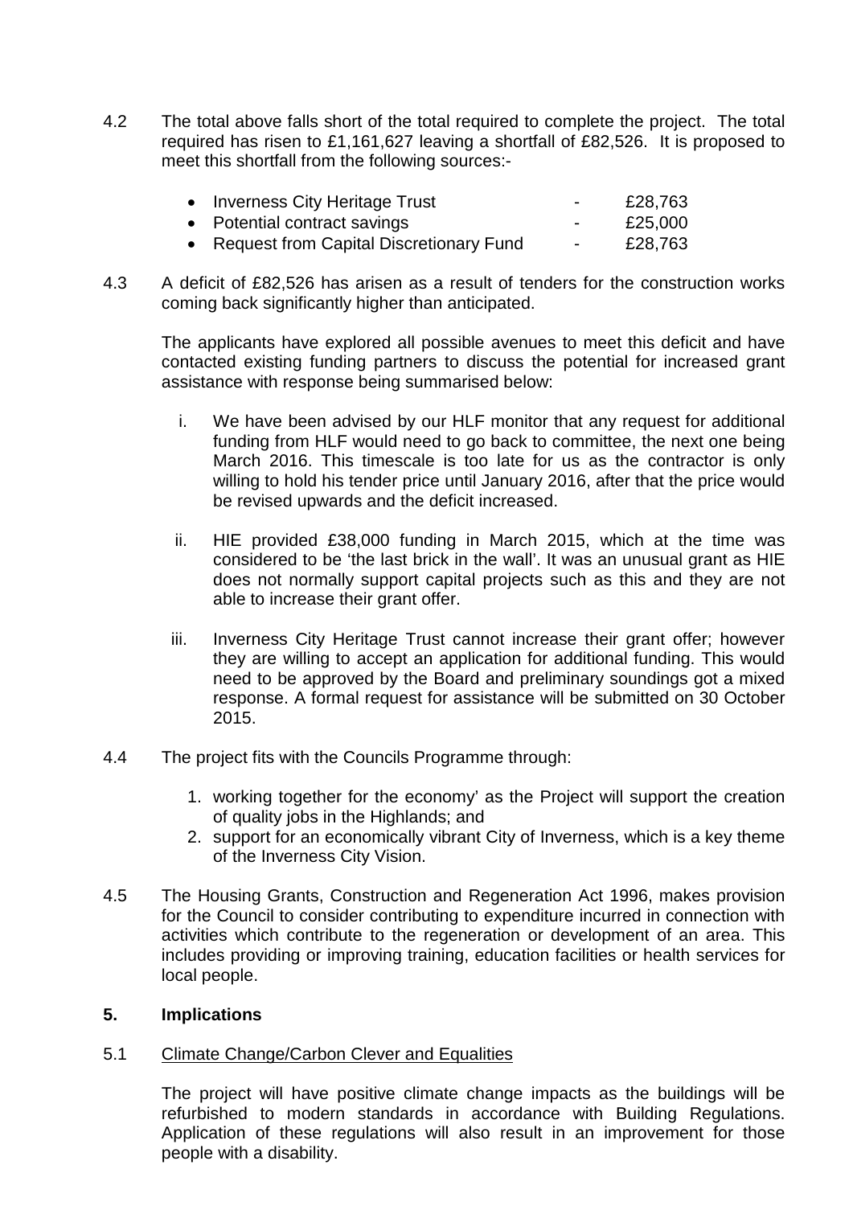4.2 The total above falls short of the total required to complete the project. The total required has risen to £1,161,627 leaving a shortfall of £82,526. It is proposed to meet this shortfall from the following sources:-

- Inverness City Heritage Trust - £28,763
- Potential contract savings - £25,000
- Request from Capital Discretionary Fund - £28,763

4.3 A deficit of £82,526 has arisen as a result of tenders for the construction works coming back significantly higher than anticipated.

The applicants have explored all possible avenues to meet this deficit and have contacted existing funding partners to discuss the potential for increased grant assistance with response being summarised below:

i. We have been advised by our HLF monitor that any request for additional funding from HLF would need to go back to committee, the next one being March 2016. This timescale is too late for us as the contractor is only willing to hold his tender price until January 2016, after that the price would be revised upwards and the deficit increased.

ii. HIE provided £38,000 funding in March 2015, which at the time was considered to be 'the last brick in the wall'. It was an unusual grant as HIE does not normally support capital projects such as this and they are not able to increase their grant offer.

iii. Inverness City Heritage Trust cannot increase their grant offer; however they are willing to accept an application for additional funding. This would need to be approved by the Board and preliminary soundings got a mixed response. A formal request for assistance will be submitted on 30 October 2015.

4.4 The project fits with the Councils Programme through:

1. working together for the economy' as the Project will support the creation of quality jobs in the Highlands; and
2. support for an economically vibrant City of Inverness, which is a key theme of the Inverness City Vision.

4.5 The Housing Grants, Construction and Regeneration Act 1996, makes provision for the Council to consider contributing to expenditure incurred in connection with activities which contribute to the regeneration or development of an area. This includes providing or improving training, education facilities or health services for local people.

## 5. Implications

5.1 Climate Change/Carbon Clever and Equalities

The project will have positive climate change impacts as the buildings will be refurbished to modern standards in accordance with Building Regulations. Application of these regulations will also result in an improvement for those people with a disability.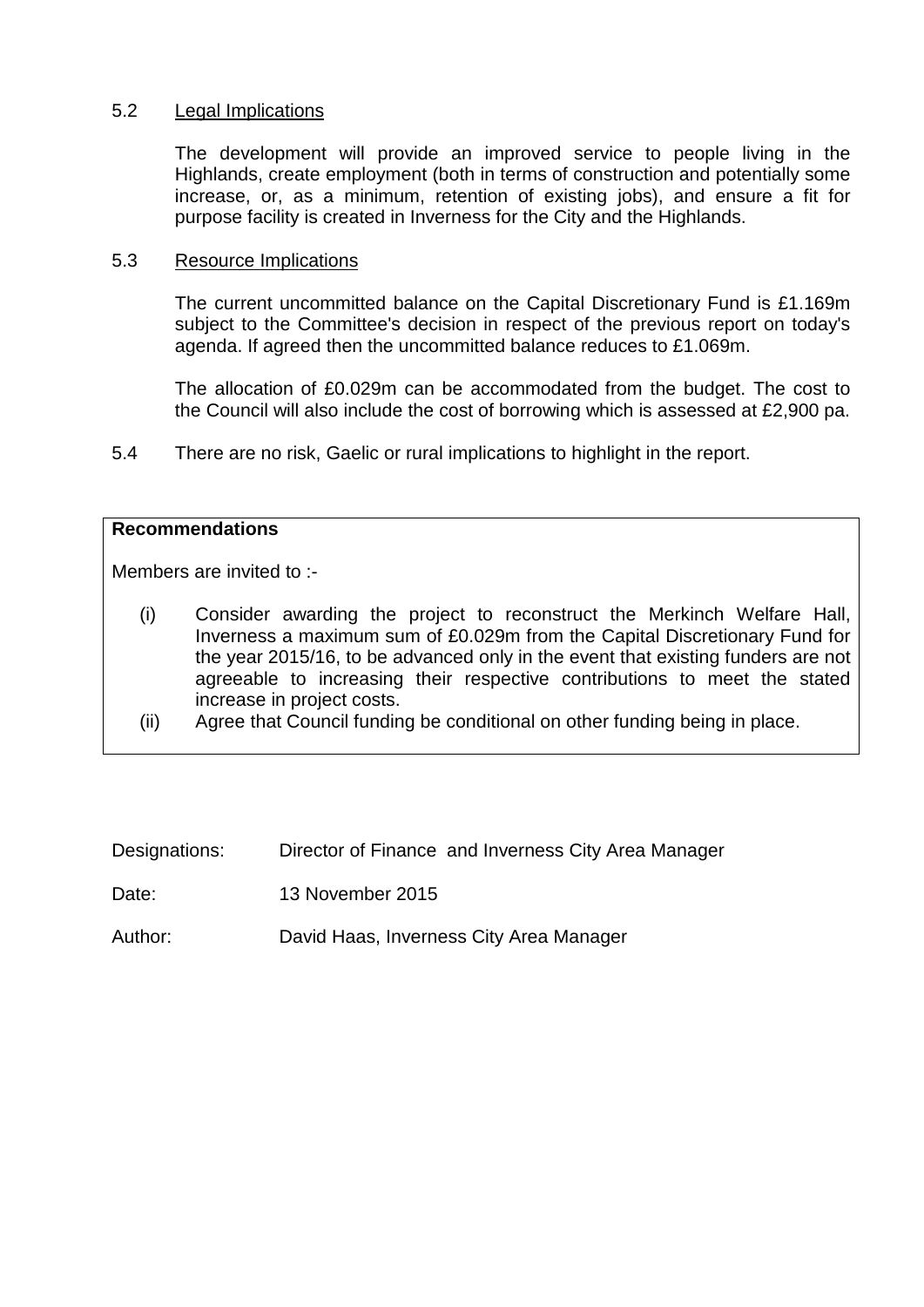5.2 Legal Implications

The development will provide an improved service to people living in the Highlands, create employment (both in terms of construction and potentially some increase, or, as a minimum, retention of existing jobs), and ensure a fit for purpose facility is created in Inverness for the City and the Highlands.

5.3 Resource Implications

The current uncommitted balance on the Capital Discretionary Fund is £1.169m subject to the Committee's decision in respect of the previous report on today's agenda. If agreed then the uncommitted balance reduces to £1.069m.

The allocation of £0.029m can be accommodated from the budget. The cost to the Council will also include the cost of borrowing which is assessed at £2,900 pa.

5.4 There are no risk, Gaelic or rural implications to highlight in the report.

**Recommendations**

Members are invited to :-

(i) Consider awarding the project to reconstruct the Merkinch Welfare Hall, Inverness a maximum sum of £0.029m from the Capital Discretionary Fund for the year 2015/16, to be advanced only in the event that existing funders are not agreeable to increasing their respective contributions to meet the stated increase in project costs.

(ii) Agree that Council funding be conditional on other funding being in place.

Designations: Director of Finance and Inverness City Area Manager

Date: 13 November 2015

Author: David Haas, Inverness City Area Manager